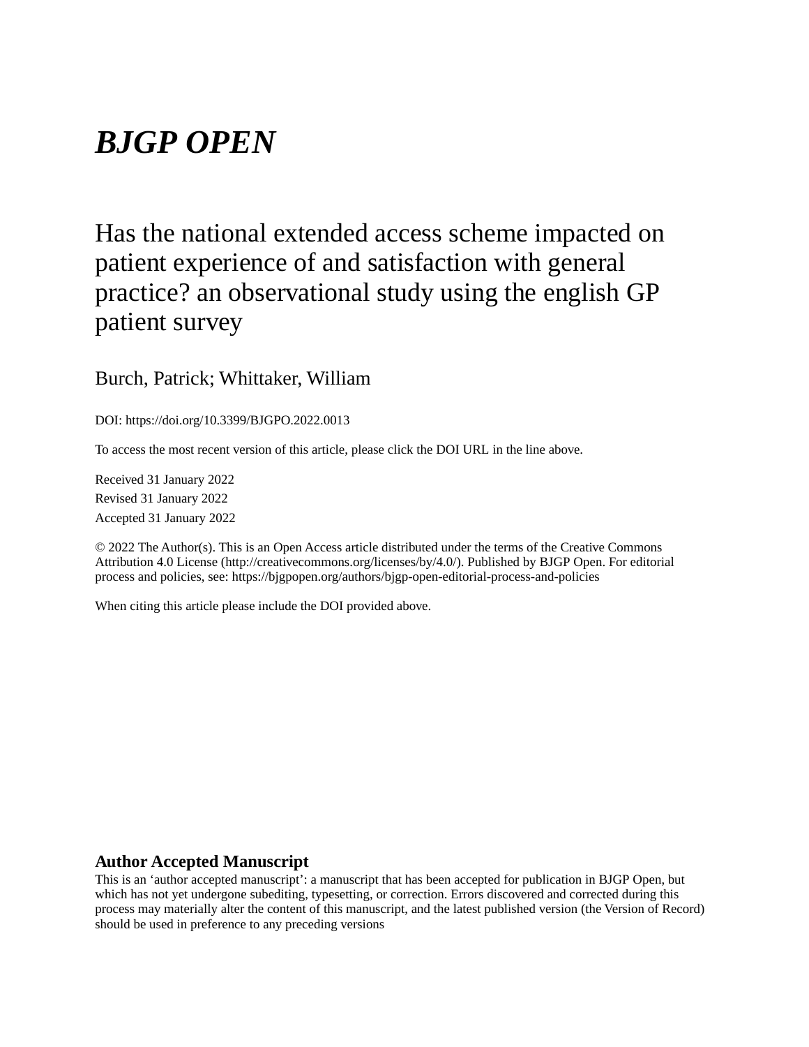# *BJGP OPEN*

## Has the national extended access scheme impacted on patient experience of and satisfaction with general practice? an observational study using the english GP patient survey

Burch, Patrick; Whittaker, William

DOI: https://doi.org/10.3399/BJGPO.2022.0013

To access the most recent version of this article, please click the DOI URL in the line above.

Received 31 January 2022

Revised 31 January 2022

Accepted 31 January 2022

© 2022 The Author(s). This is an Open Access article distributed under the terms of the Creative Commons Attribution 4.0 License (http://creativecommons.org/licenses/by/4.0/). Published by BJGP Open. For editorial process and policies, see: https://bjgpopen.org/authors/bjgp-open-editorial-process-and-policies

When citing this article please include the DOI provided above.

### Author Accepted Manuscript

This is an 'author accepted manuscript': a manuscript that has been accepted for publication in BJGP Open, but which has not yet undergone subediting, typesetting, or correction. Errors discovered and corrected during this process may materially alter the content of this manuscript, and the latest published version (the Version of Record) should be used in preference to any preceding versions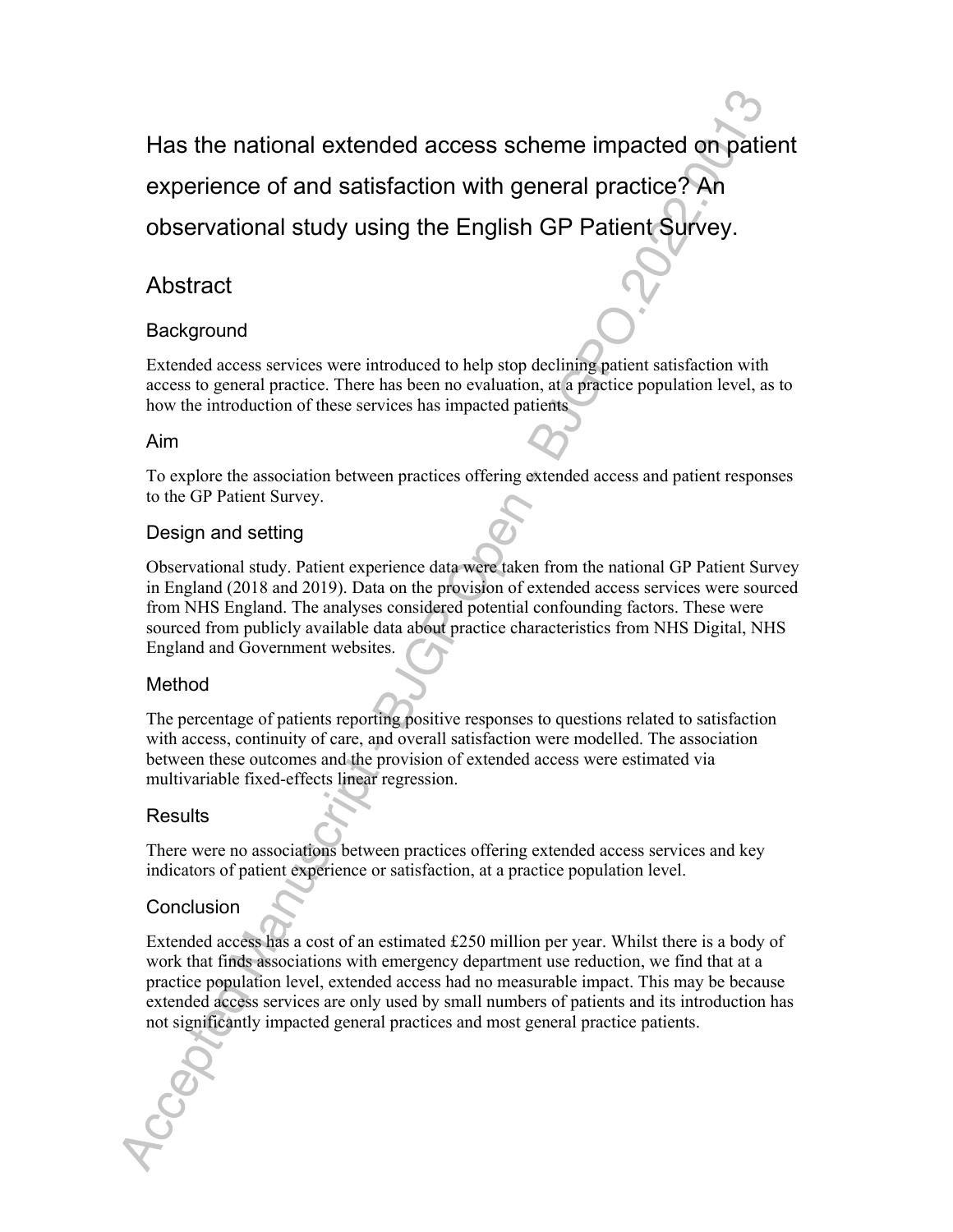# Has the national extended access scheme impacted on patient experience of and satisfaction with general practice? An observational study using the English GP Patient Survey.

## Abstract

### Background

Extended access services were introduced to help stop declining patient satisfaction with access to general practice. There has been no evaluation, at a practice population level, as to how the introduction of these services has impacted patients

### Aim

To explore the association between practices offering extended access and patient responses to the GP Patient Survey.

### Design and setting

Observational study. Patient experience data were taken from the national GP Patient Survey in England (2018 and 2019). Data on the provision of extended access services were sourced from NHS England. The analyses considered potential confounding factors. These were sourced from publicly available data about practice characteristics from NHS Digital, NHS England and Government websites.

### Method

The percentage of patients reporting positive responses to questions related to satisfaction with access, continuity of care, and overall satisfaction were modelled. The association between these outcomes and the provision of extended access were estimated via multivariable fixed-effects linear regression.

### Results

There were no associations between practices offering extended access services and key indicators of patient experience or satisfaction, at a practice population level.

### Conclusion

Extended access has a cost of an estimated £250 million per year. Whilst there is a body of work that finds associations with emergency department use reduction, we find that at a practice population level, extended access had no measurable impact. This may be because extended access services are only used by small numbers of patients and its introduction has not significantly impacted general practices and most general practice patients.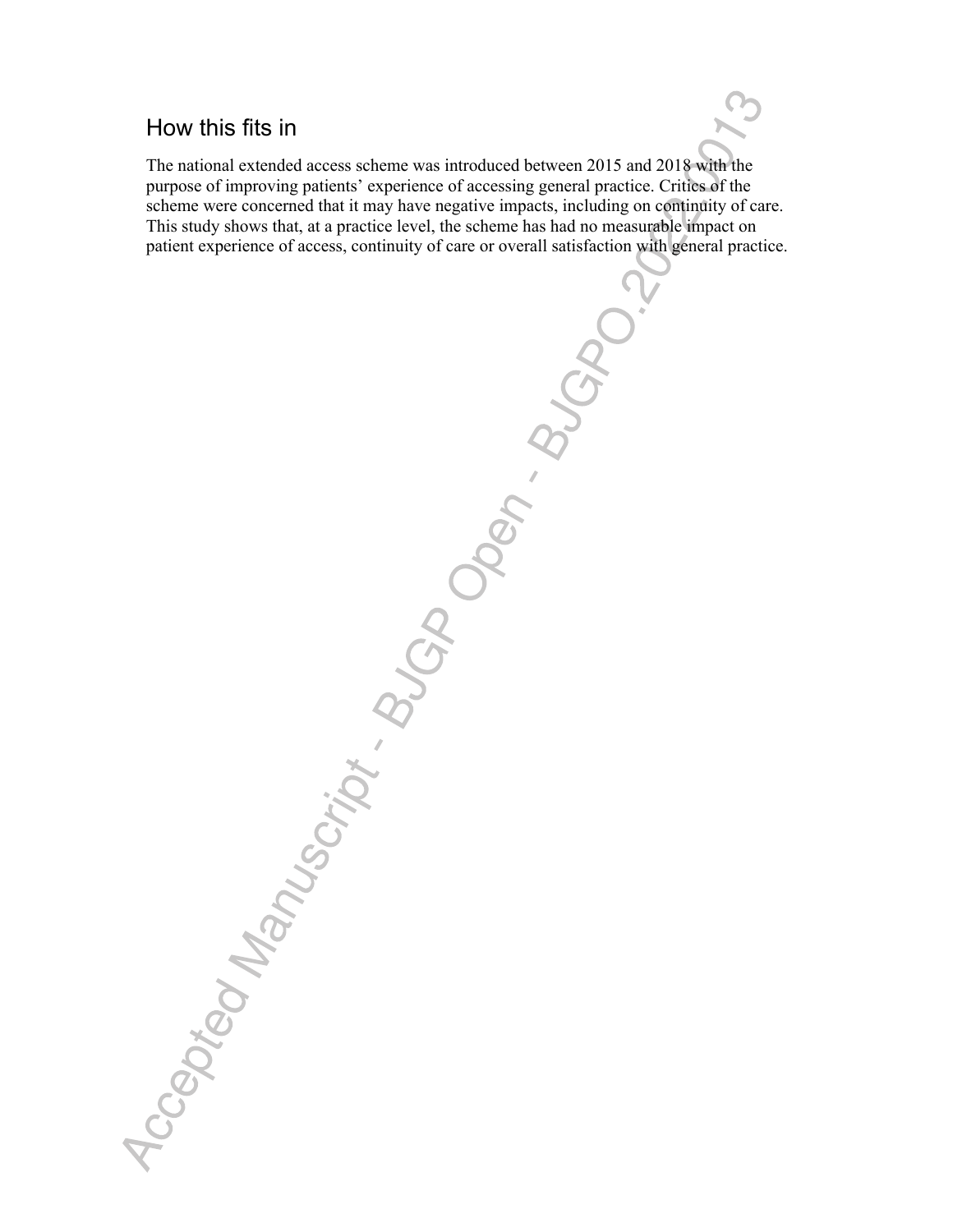## How this fits in

The national extended access scheme was introduced between 2015 and 2018 with the purpose of improving patients' experience of accessing general practice. Critics of the scheme were concerned that it may have negative impacts, including on continuity of care. This study shows that, at a practice level, the scheme has had no measurable impact on patient experience of access, continuity of care or overall satisfaction with general practice.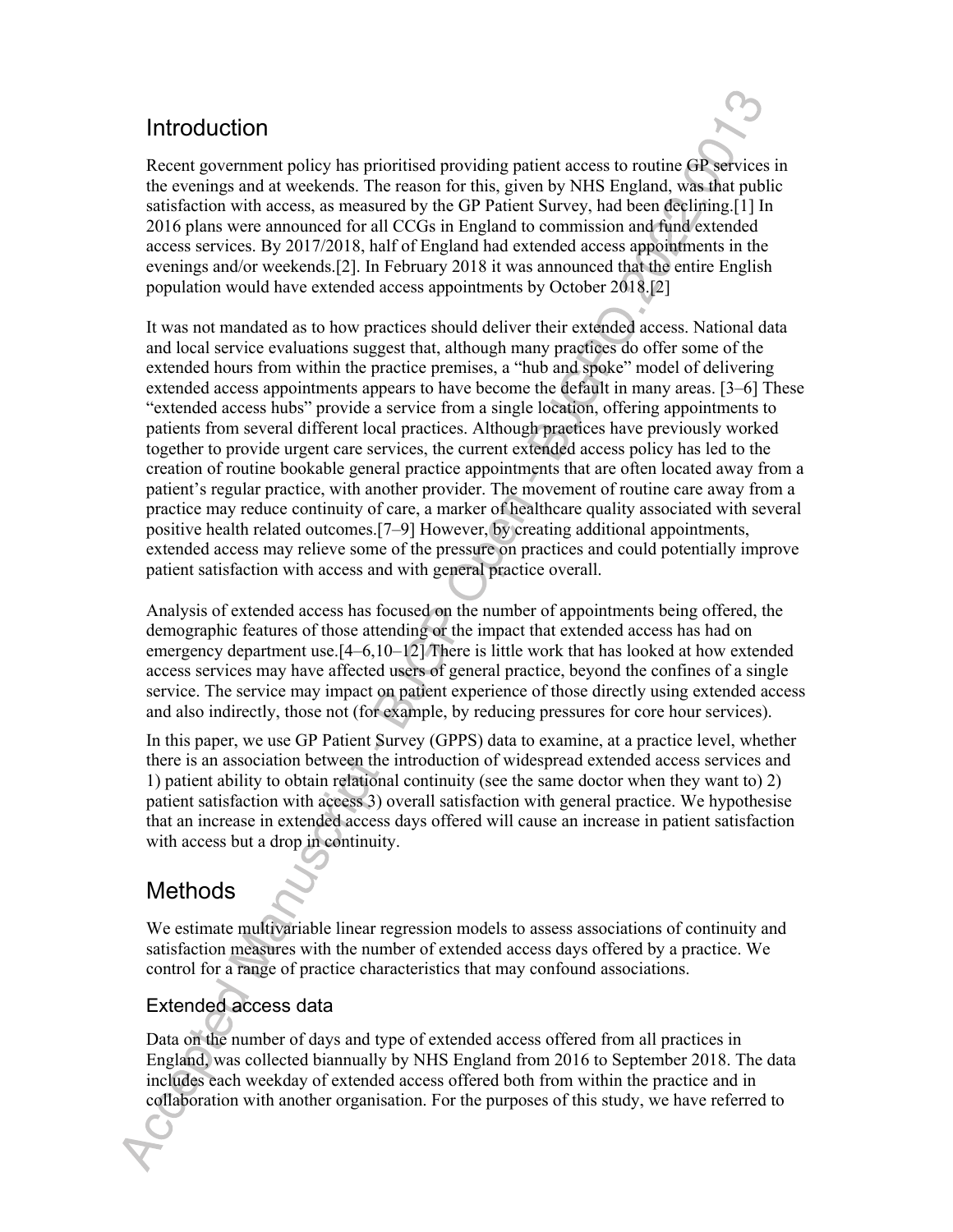## Introduction

Recent government policy has prioritised providing patient access to routine GP services in the evenings and at weekends. The reason for this, given by NHS England, was that public satisfaction with access, as measured by the GP Patient Survey, had been declining.[1] In 2016 plans were announced for all CCGs in England to commission and fund extended access services. By 2017/2018, half of England had extended access appointments in the evenings and/or weekends.[2]. In February 2018 it was announced that the entire English population would have extended access appointments by October 2018.[2]

It was not mandated as to how practices should deliver their extended access. National data and local service evaluations suggest that, although many practices do offer some of the extended hours from within the practice premises, a "hub and spoke" model of delivering extended access appointments appears to have become the default in many areas. [3–6] These "extended access hubs" provide a service from a single location, offering appointments to patients from several different local practices. Although practices have previously worked together to provide urgent care services, the current extended access policy has led to the creation of routine bookable general practice appointments that are often located away from a patient's regular practice, with another provider. The movement of routine care away from a practice may reduce continuity of care, a marker of healthcare quality associated with several positive health related outcomes.[7–9] However, by creating additional appointments, extended access may relieve some of the pressure on practices and could potentially improve patient satisfaction with access and with general practice overall.

Analysis of extended access has focused on the number of appointments being offered, the demographic features of those attending or the impact that extended access has had on emergency department use.[4–6,10–12] There is little work that has looked at how extended access services may have affected users of general practice, beyond the confines of a single service. The service may impact on patient experience of those directly using extended access and also indirectly, those not (for example, by reducing pressures for core hour services).

In this paper, we use GP Patient Survey (GPPS) data to examine, at a practice level, whether there is an association between the introduction of widespread extended access services and 1) patient ability to obtain relational continuity (see the same doctor when they want to) 2) patient satisfaction with access 3) overall satisfaction with general practice. We hypothesise that an increase in extended access days offered will cause an increase in patient satisfaction with access but a drop in continuity.

## Methods

We estimate multivariable linear regression models to assess associations of continuity and satisfaction measures with the number of extended access days offered by a practice. We control for a range of practice characteristics that may confound associations.

### Extended access data

Data on the number of days and type of extended access offered from all practices in England, was collected biannually by NHS England from 2016 to September 2018. The data includes each weekday of extended access offered both from within the practice and in collaboration with another organisation. For the purposes of this study, we have referred to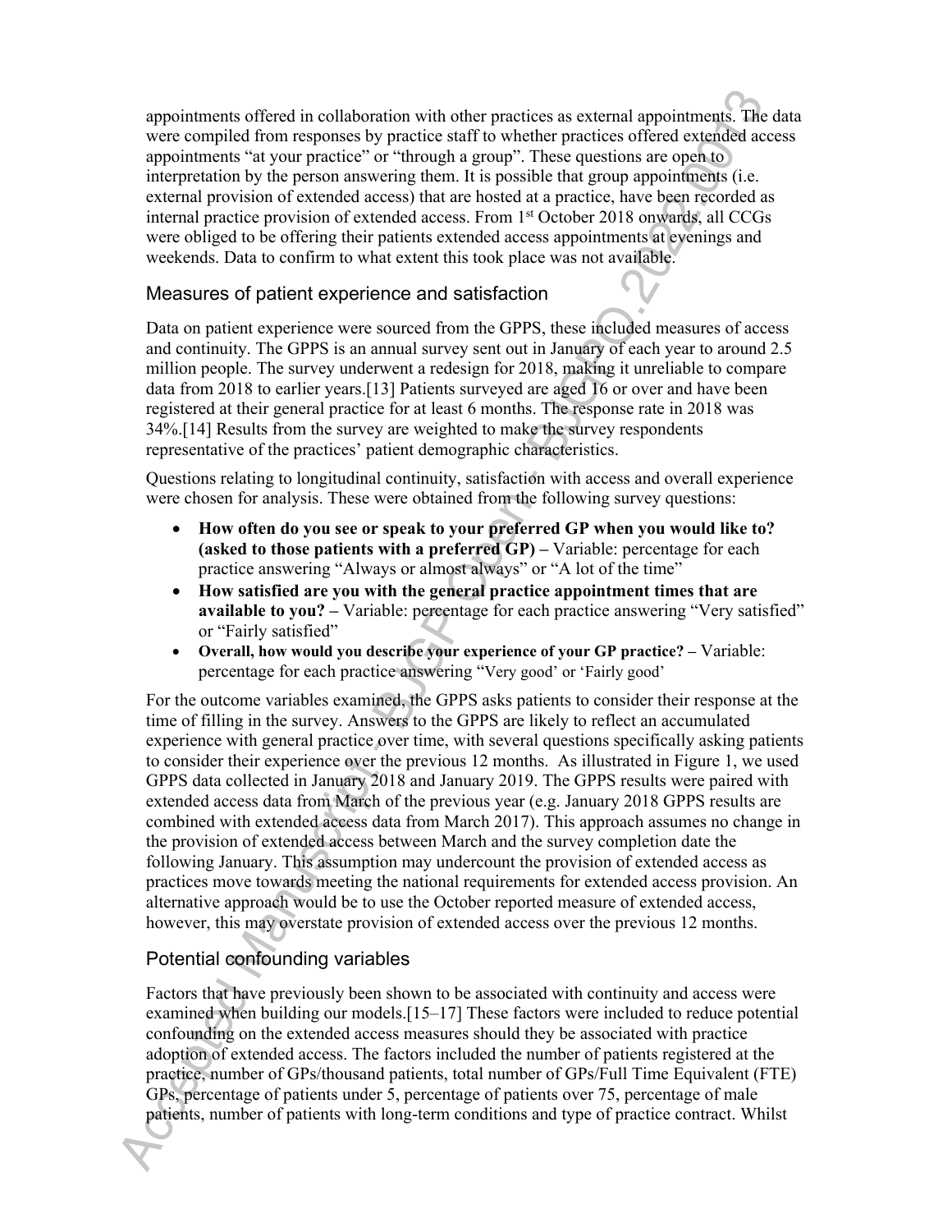appointments offered in collaboration with other practices as external appointments. The data were compiled from responses by practice staff to whether practices offered extended access appointments "at your practice" or "through a group". These questions are open to interpretation by the person answering them. It is possible that group appointments (i.e. external provision of extended access) that are hosted at a practice, have been recorded as internal practice provision of extended access. From 1st October 2018 onwards, all CCGs were obliged to be offering their patients extended access appointments at evenings and weekends. Data to confirm to what extent this took place was not available.

## Measures of patient experience and satisfaction

Data on patient experience were sourced from the GPPS, these included measures of access and continuity. The GPPS is an annual survey sent out in January of each year to around 2.5 million people. The survey underwent a redesign for 2018, making it unreliable to compare data from 2018 to earlier years.[13] Patients surveyed are aged 16 or over and have been registered at their general practice for at least 6 months. The response rate in 2018 was 34%.[14] Results from the survey are weighted to make the survey respondents representative of the practices' patient demographic characteristics.

Questions relating to longitudinal continuity, satisfaction with access and overall experience were chosen for analysis. These were obtained from the following survey questions:

- **How often do you see or speak to your preferred GP when you would like to? (asked to those patients with a preferred GP) –** Variable: percentage for each practice answering "Always or almost always" or "A lot of the time"
- **How satisfied are you with the general practice appointment times that are available to you? –** Variable: percentage for each practice answering "Very satisfied" or "Fairly satisfied"
- **Overall, how would you describe your experience of your GP practice? –** Variable: percentage for each practice answering "Very good' or 'Fairly good'

For the outcome variables examined, the GPPS asks patients to consider their response at the time of filling in the survey. Answers to the GPPS are likely to reflect an accumulated experience with general practice over time, with several questions specifically asking patients to consider their experience over the previous 12 months. As illustrated in Figure 1, we used GPPS data collected in January 2018 and January 2019. The GPPS results were paired with extended access data from March of the previous year (e.g. January 2018 GPPS results are combined with extended access data from March 2017). This approach assumes no change in the provision of extended access between March and the survey completion date the following January. This assumption may undercount the provision of extended access as practices move towards meeting the national requirements for extended access provision. An alternative approach would be to use the October reported measure of extended access, however, this may overstate provision of extended access over the previous 12 months.

## Potential confounding variables

Factors that have previously been shown to be associated with continuity and access were examined when building our models.[15–17] These factors were included to reduce potential confounding on the extended access measures should they be associated with practice adoption of extended access. The factors included the number of patients registered at the practice, number of GPs/thousand patients, total number of GPs/Full Time Equivalent (FTE) GPs, percentage of patients under 5, percentage of patients over 75, percentage of male patients, number of patients with long-term conditions and type of practice contract. Whilst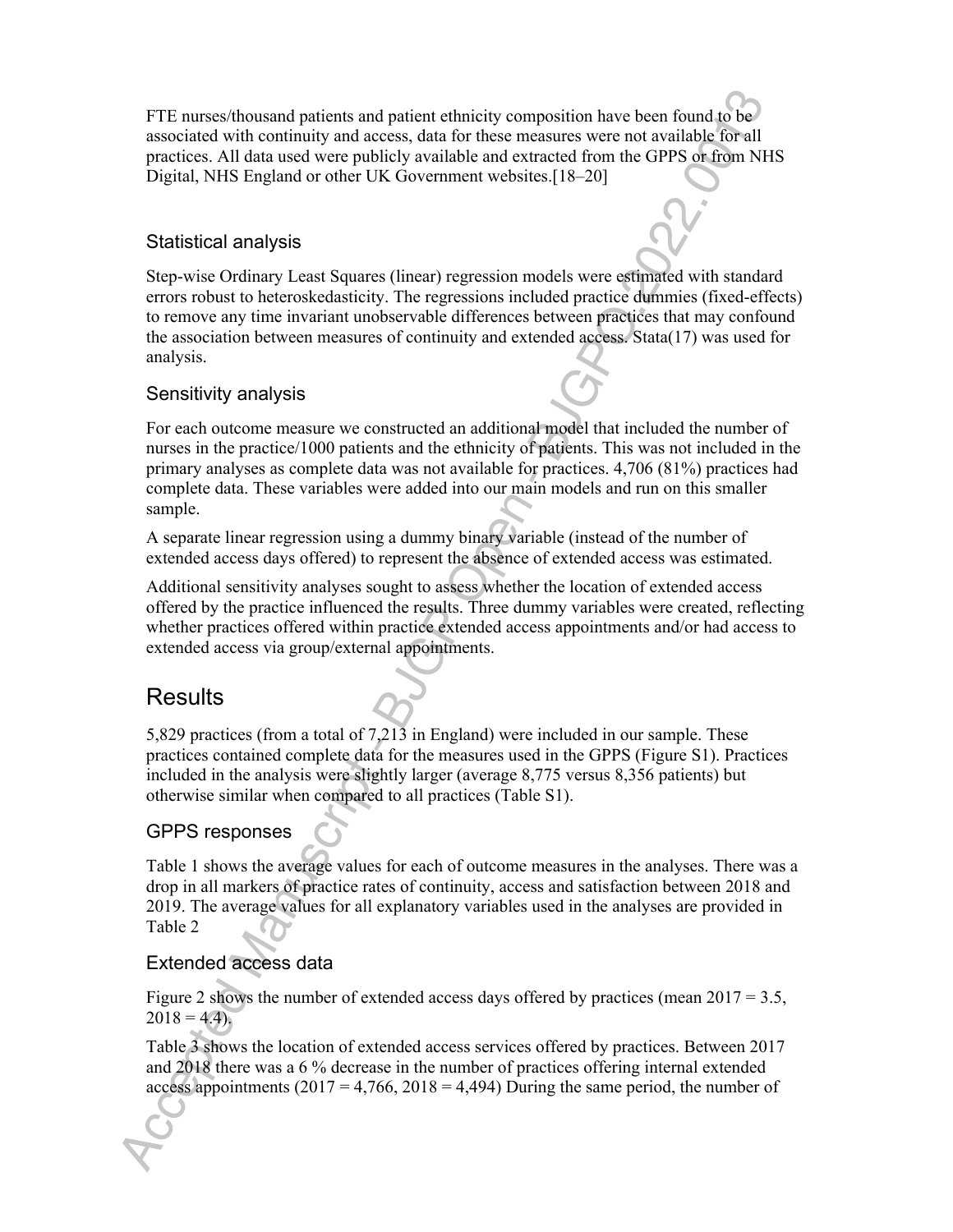FTE nurses/thousand patients and patient ethnicity composition have been found to be associated with continuity and access, data for these measures were not available for all practices. All data used were publicly available and extracted from the GPPS or from NHS Digital, NHS England or other UK Government websites.[18–20]

### Statistical analysis

Step-wise Ordinary Least Squares (linear) regression models were estimated with standard errors robust to heteroskedasticity. The regressions included practice dummies (fixed-effects) to remove any time invariant unobservable differences between practices that may confound the association between measures of continuity and extended access. Stata(17) was used for analysis.

### Sensitivity analysis

For each outcome measure we constructed an additional model that included the number of nurses in the practice/1000 patients and the ethnicity of patients. This was not included in the primary analyses as complete data was not available for practices. 4,706 (81%) practices had complete data. These variables were added into our main models and run on this smaller sample.

A separate linear regression using a dummy binary variable (instead of the number of extended access days offered) to represent the absence of extended access was estimated.

Additional sensitivity analyses sought to assess whether the location of extended access offered by the practice influenced the results. Three dummy variables were created, reflecting whether practices offered within practice extended access appointments and/or had access to extended access via group/external appointments.

## Results

5,829 practices (from a total of 7,213 in England) were included in our sample. These practices contained complete data for the measures used in the GPPS (Figure S1). Practices included in the analysis were slightly larger (average 8,775 versus 8,356 patients) but otherwise similar when compared to all practices (Table S1).

### GPPS responses

Table 1 shows the average values for each of outcome measures in the analyses. There was a drop in all markers of practice rates of continuity, access and satisfaction between 2018 and 2019. The average values for all explanatory variables used in the analyses are provided in Table 2

### Extended access data

Figure 2 shows the number of extended access days offered by practices (mean 2017 = 3.5, 2018 = 4.4).

Table 3 shows the location of extended access services offered by practices. Between 2017 and 2018 there was a 6 % decrease in the number of practices offering internal extended access appointments (2017 = 4,766, 2018 = 4,494) During the same period, the number of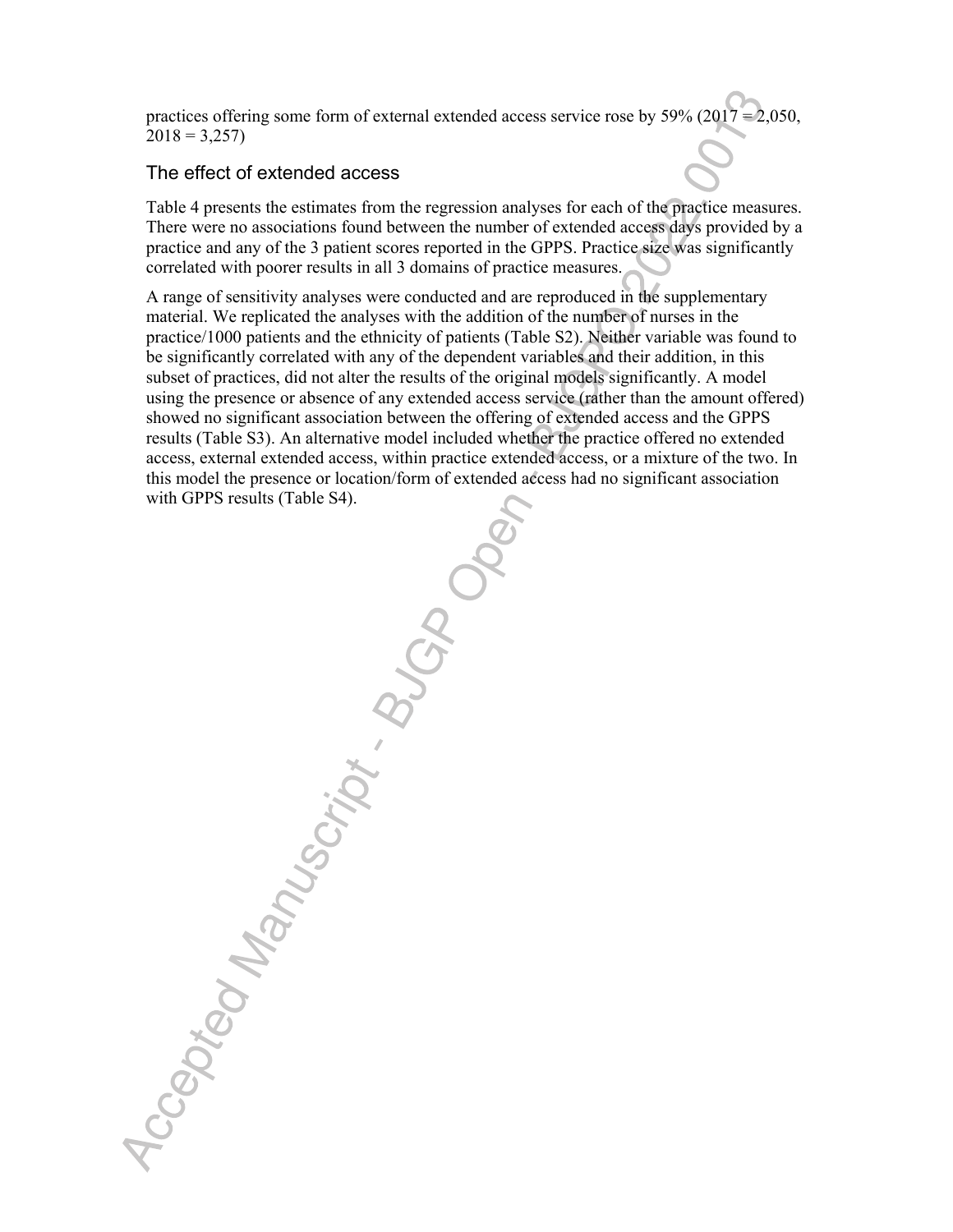practices offering some form of external extended access service rose by 59% (2017 = 2,050, 2018 = 3,257)

## The effect of extended access

Table 4 presents the estimates from the regression analyses for each of the practice measures. There were no associations found between the number of extended access days provided by a practice and any of the 3 patient scores reported in the GPPS. Practice size was significantly correlated with poorer results in all 3 domains of practice measures.

A range of sensitivity analyses were conducted and are reproduced in the supplementary material. We replicated the analyses with the addition of the number of nurses in the practice/1000 patients and the ethnicity of patients (Table S2). Neither variable was found to be significantly correlated with any of the dependent variables and their addition, in this subset of practices, did not alter the results of the original models significantly. A model using the presence or absence of any extended access service (rather than the amount offered) showed no significant association between the offering of extended access and the GPPS results (Table S3). An alternative model included whether the practice offered no extended access, external extended access, within practice extended access, or a mixture of the two. In this model the presence or location/form of extended access had no significant association with GPPS results (Table S4).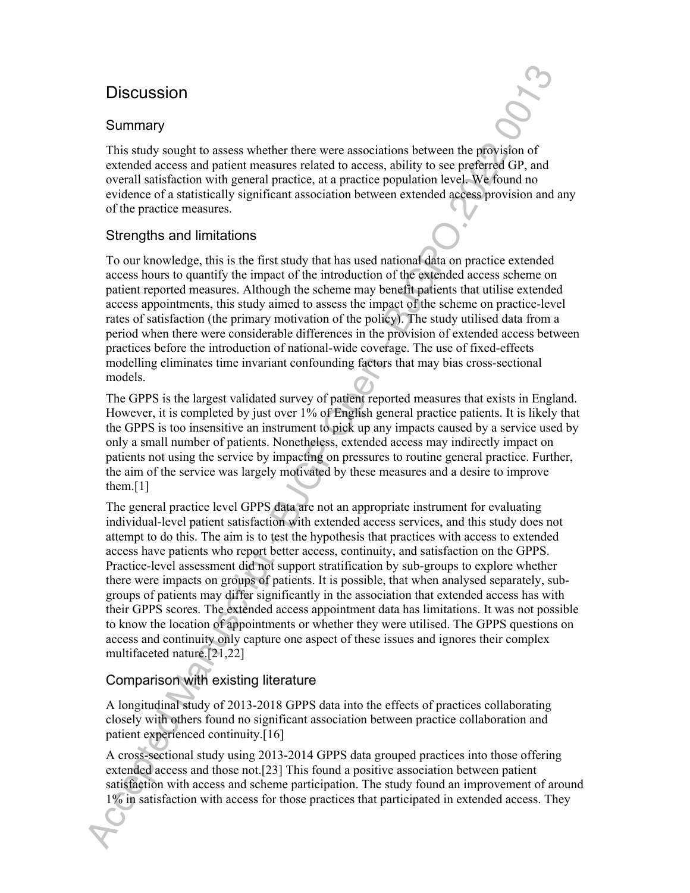# Discussion

## Summary

This study sought to assess whether there were associations between the provision of extended access and patient measures related to access, ability to see preferred GP, and overall satisfaction with general practice, at a practice population level. We found no evidence of a statistically significant association between extended access provision and any of the practice measures.

## Strengths and limitations

To our knowledge, this is the first study that has used national data on practice extended access hours to quantify the impact of the introduction of the extended access scheme on patient reported measures. Although the scheme may benefit patients that utilise extended access appointments, this study aimed to assess the impact of the scheme on practice-level rates of satisfaction (the primary motivation of the policy). The study utilised data from a period when there were considerable differences in the provision of extended access between practices before the introduction of national-wide coverage. The use of fixed-effects modelling eliminates time invariant confounding factors that may bias cross-sectional models.

The GPPS is the largest validated survey of patient reported measures that exists in England. However, it is completed by just over 1% of English general practice patients. It is likely that the GPPS is too insensitive an instrument to pick up any impacts caused by a service used by only a small number of patients. Nonetheless, extended access may indirectly impact on patients not using the service by impacting on pressures to routine general practice. Further, the aim of the service was largely motivated by these measures and a desire to improve them.[1]

The general practice level GPPS data are not an appropriate instrument for evaluating individual-level patient satisfaction with extended access services, and this study does not attempt to do this. The aim is to test the hypothesis that practices with access to extended access have patients who report better access, continuity, and satisfaction on the GPPS. Practice-level assessment did not support stratification by sub-groups to explore whether there were impacts on groups of patients. It is possible, that when analysed separately, sub-groups of patients may differ significantly in the association that extended access has with their GPPS scores. The extended access appointment data has limitations. It was not possible to know the location of appointments or whether they were utilised. The GPPS questions on access and continuity only capture one aspect of these issues and ignores their complex multifaceted nature.[21,22]

## Comparison with existing literature

A longitudinal study of 2013-2018 GPPS data into the effects of practices collaborating closely with others found no significant association between practice collaboration and patient experienced continuity.[16]

A cross-sectional study using 2013-2014 GPPS data grouped practices into those offering extended access and those not.[23] This found a positive association between patient satisfaction with access and scheme participation. The study found an improvement of around 1% in satisfaction with access for those practices that participated in extended access. They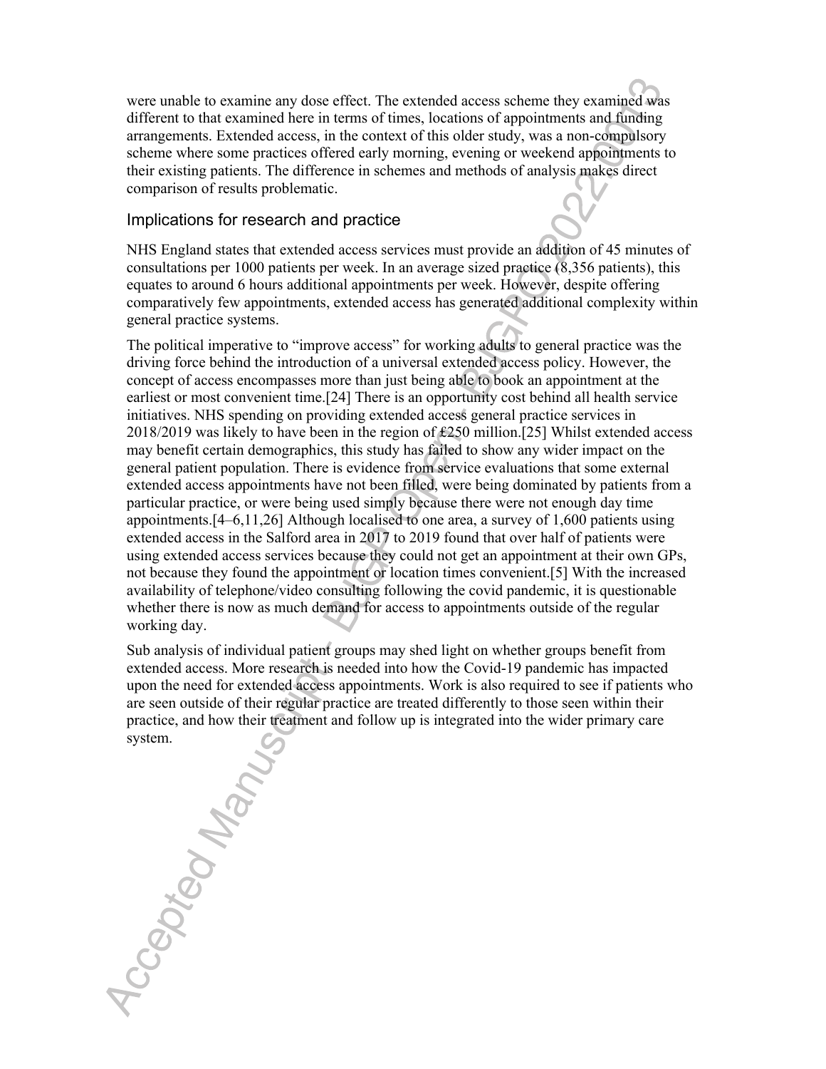were unable to examine any dose effect. The extended access scheme they examined was different to that examined here in terms of times, locations of appointments and funding arrangements. Extended access, in the context of this older study, was a non-compulsory scheme where some practices offered early morning, evening or weekend appointments to their existing patients. The difference in schemes and methods of analysis makes direct comparison of results problematic.

## Implications for research and practice

NHS England states that extended access services must provide an addition of 45 minutes of consultations per 1000 patients per week. In an average sized practice (8,356 patients), this equates to around 6 hours additional appointments per week. However, despite offering comparatively few appointments, extended access has generated additional complexity within general practice systems.

The political imperative to "improve access" for working adults to general practice was the driving force behind the introduction of a universal extended access policy. However, the concept of access encompasses more than just being able to book an appointment at the earliest or most convenient time.[24] There is an opportunity cost behind all health service initiatives. NHS spending on providing extended access general practice services in 2018/2019 was likely to have been in the region of £250 million.[25] Whilst extended access may benefit certain demographics, this study has failed to show any wider impact on the general patient population. There is evidence from service evaluations that some external extended access appointments have not been filled, were being dominated by patients from a particular practice, or were being used simply because there were not enough day time appointments.[4–6,11,26] Although localised to one area, a survey of 1,600 patients using extended access in the Salford area in 2017 to 2019 found that over half of patients were using extended access services because they could not get an appointment at their own GPs, not because they found the appointment or location times convenient.[5] With the increased availability of telephone/video consulting following the covid pandemic, it is questionable whether there is now as much demand for access to appointments outside of the regular working day.

Sub analysis of individual patient groups may shed light on whether groups benefit from extended access. More research is needed into how the Covid-19 pandemic has impacted upon the need for extended access appointments. Work is also required to see if patients who are seen outside of their regular practice are treated differently to those seen within their practice, and how their treatment and follow up is integrated into the wider primary care system.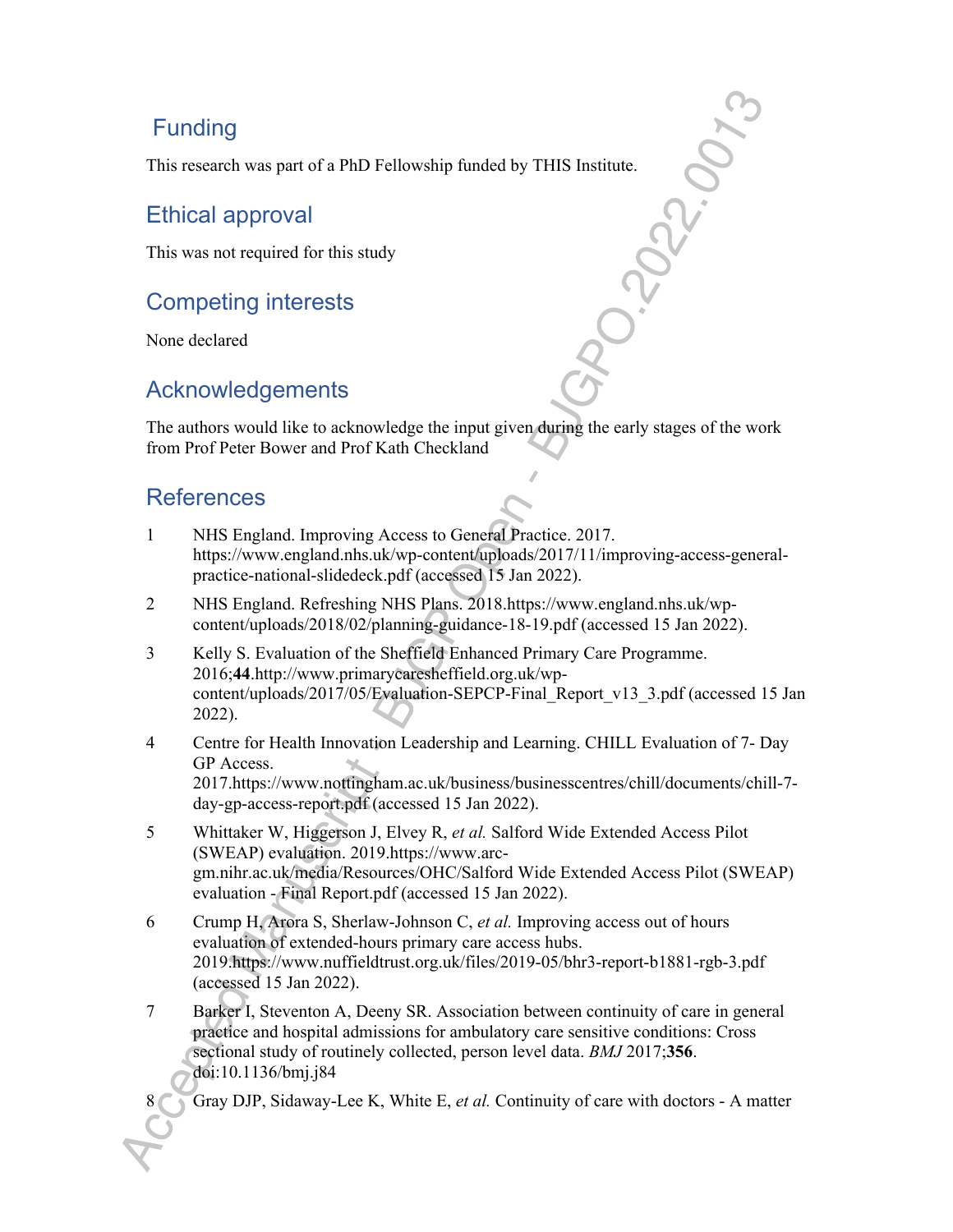## Funding

This research was part of a PhD Fellowship funded by THIS Institute.

## Ethical approval

This was not required for this study

## Competing interests

None declared

## Acknowledgements

The authors would like to acknowledge the input given during the early stages of the work from Prof Peter Bower and Prof Kath Checkland

## References

1. NHS England. Improving Access to General Practice. 2017. https://www.england.nhs.uk/wp-content/uploads/2017/11/improving-access-general-practice-national-slidedeck.pdf (accessed 15 Jan 2022).
2. NHS England. Refreshing NHS Plans. 2018.https://www.england.nhs.uk/wp-content/uploads/2018/02/planning-guidance-18-19.pdf (accessed 15 Jan 2022).
3. Kelly S. Evaluation of the Sheffield Enhanced Primary Care Programme. 2016;**44**.http://www.primarycaresheffield.org.uk/wp-content/uploads/2017/05/Evaluation-SEPCP-Final_Report_v13_3.pdf (accessed 15 Jan 2022).
4. Centre for Health Innovation Leadership and Learning. CHILL Evaluation of 7- Day GP Access. 2017.https://www.nottingham.ac.uk/business/businesscentres/chill/documents/chill-7-day-gp-access-report.pdf (accessed 15 Jan 2022).
5. Whittaker W, Higgerson J, Elvey R, *et al.* Salford Wide Extended Access Pilot (SWEAP) evaluation. 2019.https://www.arc-gm.nihr.ac.uk/media/Resources/OHC/Salford Wide Extended Access Pilot (SWEAP) evaluation - Final Report.pdf (accessed 15 Jan 2022).
6. Crump H, Arora S, Sherlaw-Johnson C, *et al.* Improving access out of hours evaluation of extended-hours primary care access hubs. 2019.https://www.nuffieldtrust.org.uk/files/2019-05/bhr3-report-b1881-rgb-3.pdf (accessed 15 Jan 2022).
7. Barker I, Steventon A, Deeny SR. Association between continuity of care in general practice and hospital admissions for ambulatory care sensitive conditions: Cross sectional study of routinely collected, person level data. *BMJ* 2017;**356**. doi:10.1136/bmj.j84
8. Gray DJP, Sidaway-Lee K, White E, *et al.* Continuity of care with doctors - A matter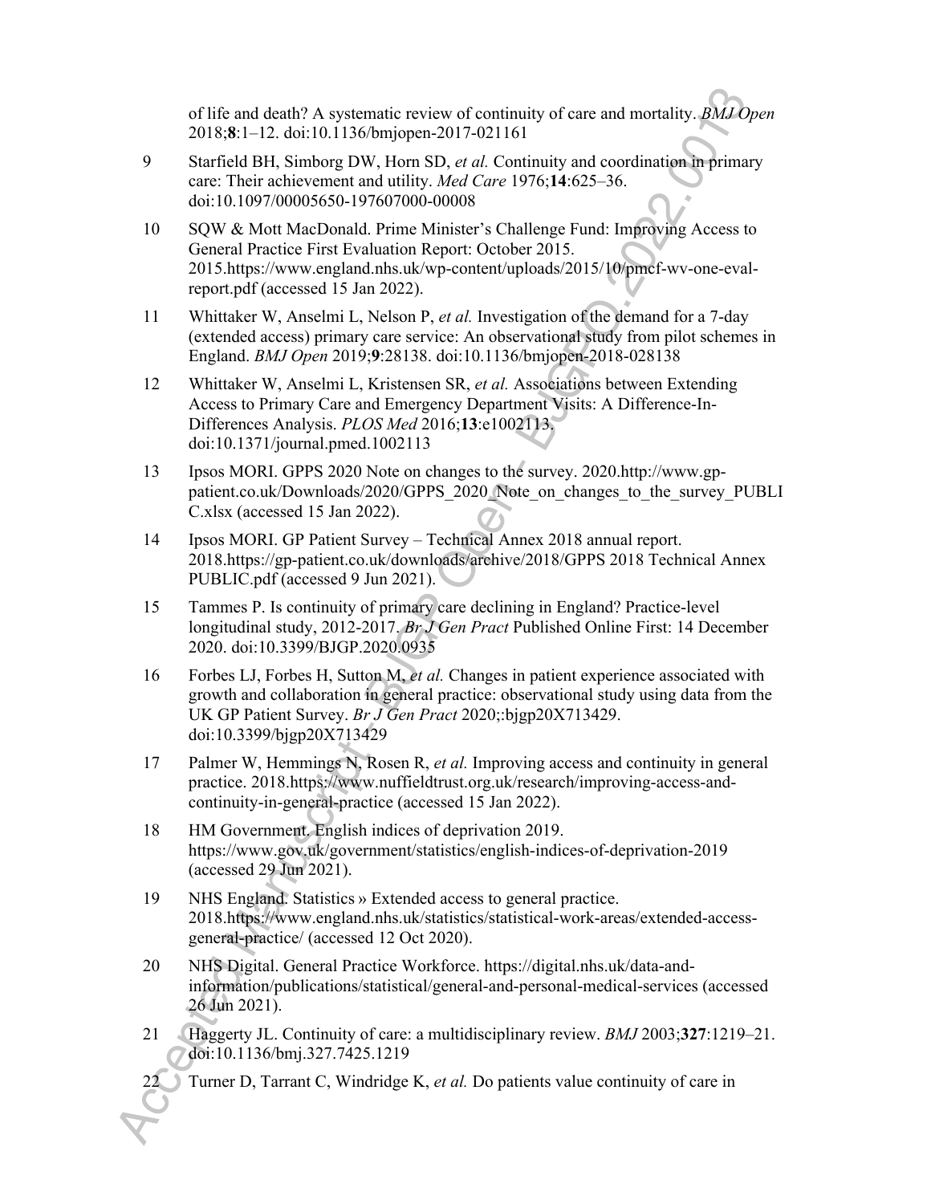of life and death? A systematic review of continuity of care and mortality. *BMJ Open* 2018;**8**:1–12. doi:10.1136/bmjopen-2017-021161

9 Starfield BH, Simborg DW, Horn SD, *et al.* Continuity and coordination in primary care: Their achievement and utility. *Med Care* 1976;**14**:625–36. doi:10.1097/00005650-197607000-00008

10 SQW & Mott MacDonald. Prime Minister's Challenge Fund: Improving Access to General Practice First Evaluation Report: October 2015. 2015.https://www.england.nhs.uk/wp-content/uploads/2015/10/pmcf-wv-one-eval-report.pdf (accessed 15 Jan 2022).

11 Whittaker W, Anselmi L, Nelson P, *et al.* Investigation of the demand for a 7-day (extended access) primary care service: An observational study from pilot schemes in England. *BMJ Open* 2019;**9**:28138. doi:10.1136/bmjopen-2018-028138

12 Whittaker W, Anselmi L, Kristensen SR, *et al.* Associations between Extending Access to Primary Care and Emergency Department Visits: A Difference-In-Differences Analysis. *PLOS Med* 2016;**13**:e1002113. doi:10.1371/journal.pmed.1002113

13 Ipsos MORI. GPPS 2020 Note on changes to the survey. 2020.http://www.gp-patient.co.uk/Downloads/2020/GPPS_2020_Note_on_changes_to_the_survey_PUBLIC.xlsx (accessed 15 Jan 2022).

14 Ipsos MORI. GP Patient Survey – Technical Annex 2018 annual report. 2018.https://gp-patient.co.uk/downloads/archive/2018/GPPS 2018 Technical Annex PUBLIC.pdf (accessed 9 Jun 2021).

15 Tammes P. Is continuity of primary care declining in England? Practice-level longitudinal study, 2012-2017. *Br J Gen Pract* Published Online First: 14 December 2020. doi:10.3399/BJGP.2020.0935

16 Forbes LJ, Forbes H, Sutton M, *et al.* Changes in patient experience associated with growth and collaboration in general practice: observational study using data from the UK GP Patient Survey. *Br J Gen Pract* 2020;:bjgp20X713429. doi:10.3399/bjgp20X713429

17 Palmer W, Hemmings N, Rosen R, *et al.* Improving access and continuity in general practice. 2018.https://www.nuffieldtrust.org.uk/research/improving-access-and-continuity-in-general-practice (accessed 15 Jan 2022).

18 HM Government. English indices of deprivation 2019. https://www.gov.uk/government/statistics/english-indices-of-deprivation-2019 (accessed 29 Jun 2021).

19 NHS England. Statistics » Extended access to general practice. 2018.https://www.england.nhs.uk/statistics/statistical-work-areas/extended-access-general-practice/ (accessed 12 Oct 2020).

20 NHS Digital. General Practice Workforce. https://digital.nhs.uk/data-and-information/publications/statistical/general-and-personal-medical-services (accessed 26 Jun 2021).

21 Haggerty JL. Continuity of care: a multidisciplinary review. *BMJ* 2003;**327**:1219–21. doi:10.1136/bmj.327.7425.1219

22 Turner D, Tarrant C, Windridge K, *et al.* Do patients value continuity of care in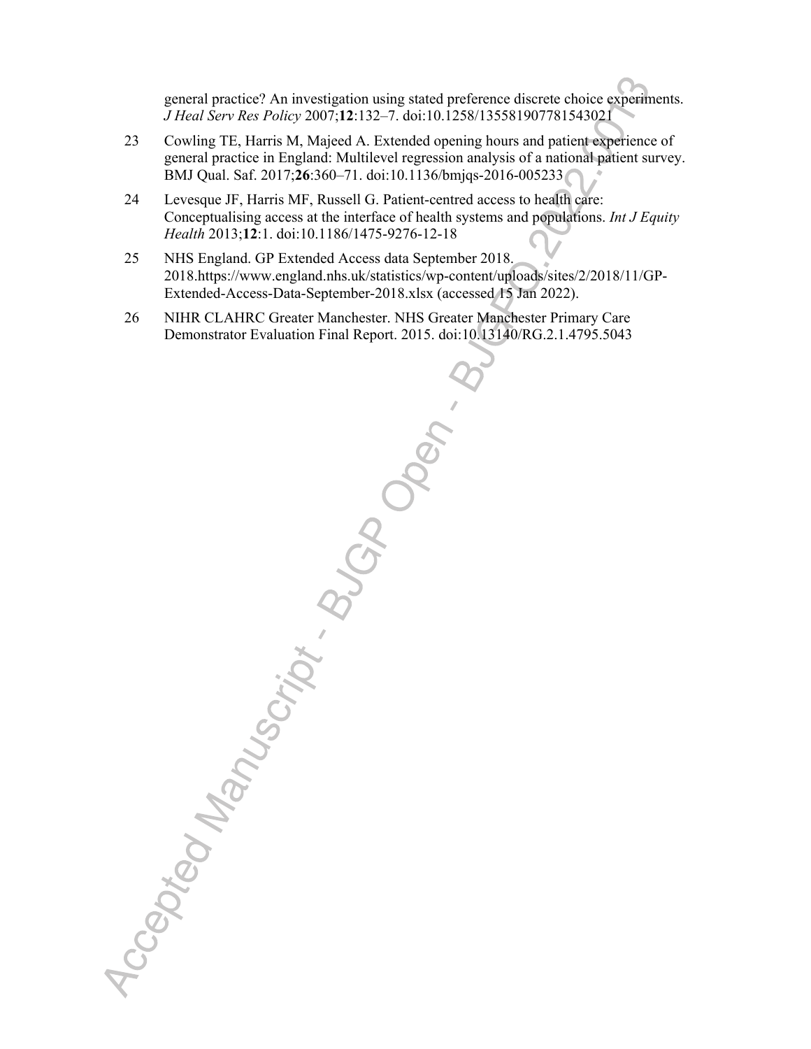general practice? An investigation using stated preference discrete choice experiments. *J Heal Serv Res Policy* 2007;**12**:132–7. doi:10.1258/135581907781543021

23 Cowling TE, Harris M, Majeed A. Extended opening hours and patient experience of general practice in England: Multilevel regression analysis of a national patient survey. BMJ Qual. Saf. 2017;**26**:360–71. doi:10.1136/bmjqs-2016-005233

24 Levesque JF, Harris MF, Russell G. Patient-centred access to health care: Conceptualising access at the interface of health systems and populations. *Int J Equity Health* 2013;**12**:1. doi:10.1186/1475-9276-12-18

25 NHS England. GP Extended Access data September 2018. 2018.https://www.england.nhs.uk/statistics/wp-content/uploads/sites/2/2018/11/GP-Extended-Access-Data-September-2018.xlsx (accessed 15 Jan 2022).

26 NIHR CLAHRC Greater Manchester. NHS Greater Manchester Primary Care Demonstrator Evaluation Final Report. 2015. doi:10.13140/RG.2.1.4795.5043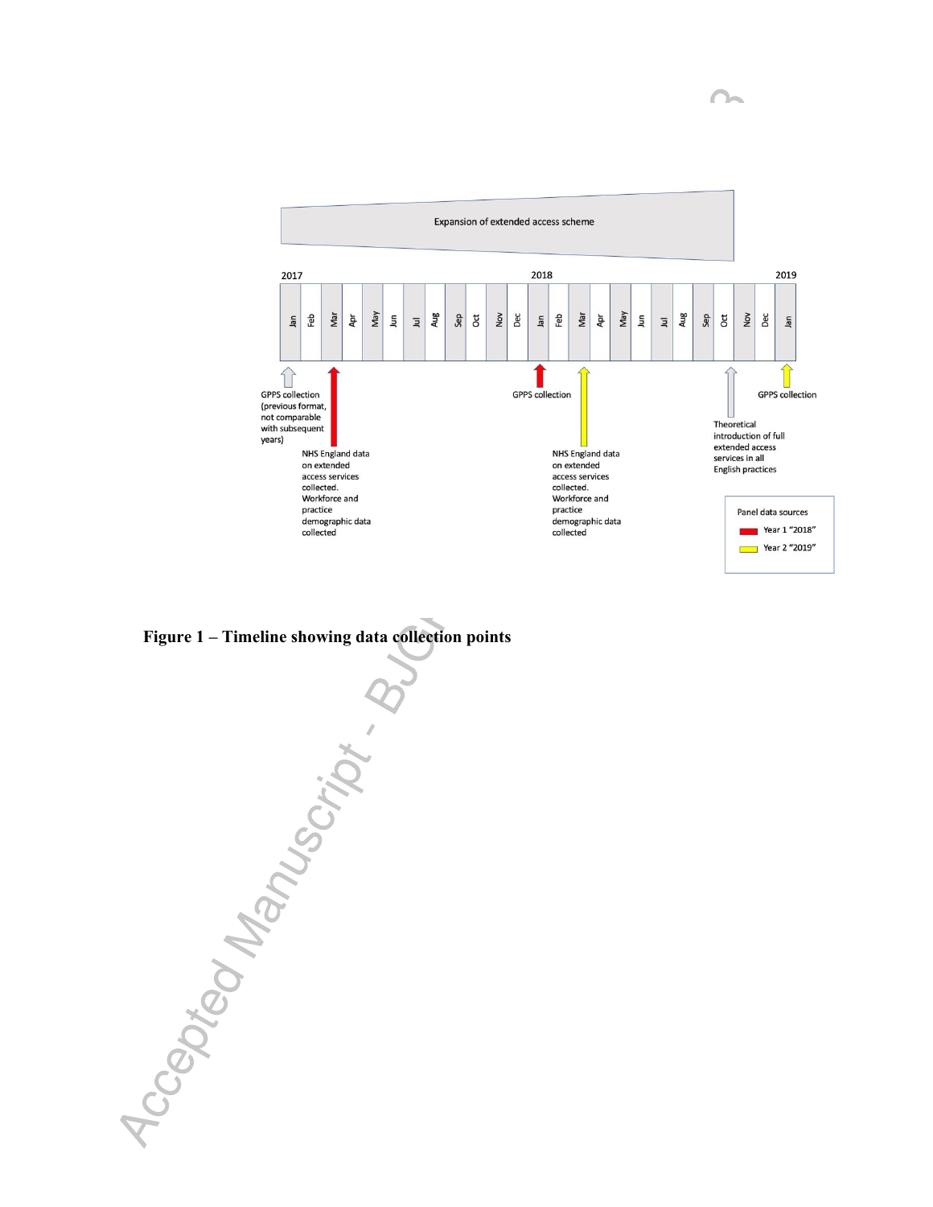Expansion of extended access scheme

2017

2018

2019

Jan Feb Mar Apr May Jun Jul Aug Sep Oct Nov Dec Jan Feb Mar Apr May Jun Jul Aug Sep Oct Nov Dec Jan

GPPS collection (previous format, not comparable with subsequent years)

NHS England data on extended access services collected. Workforce and practice demographic data collected

GPPS collection

NHS England data on extended access services collected. Workforce and practice demographic data collected

Theoretical introduction of full extended access services in all English practices

GPPS collection

Panel data sources

Year 1 "2018"

Year 2 "2019"

**Figure 1 – Timeline showing data collection points**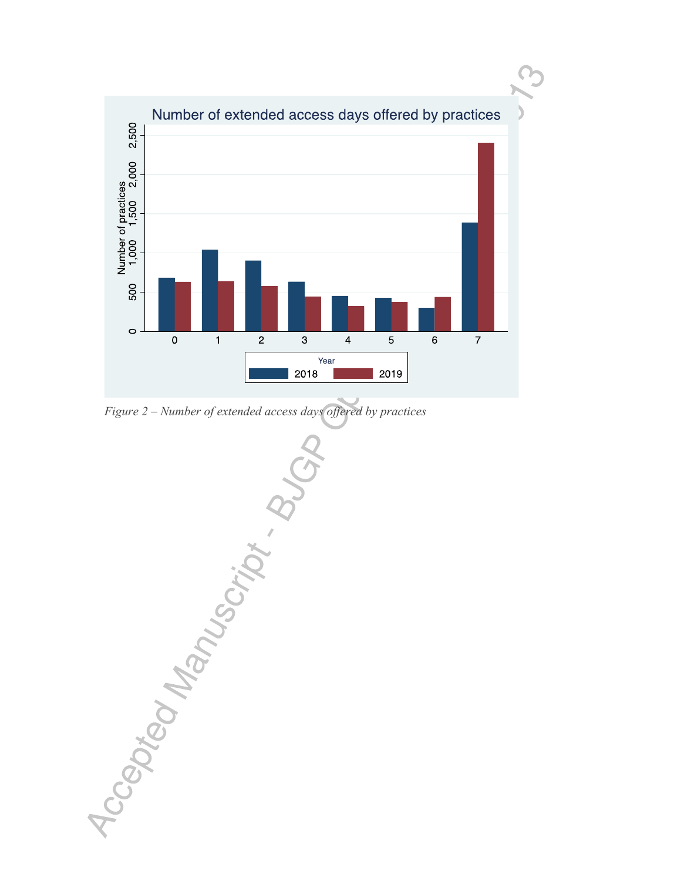Number of extended access days offered by practices

Number of practices

0
500
1,000
1,500
2,000
2,500

0 1 2 3 4 5 6 7

Year
2018
2019

*Figure 2 – Number of extended access days offered by practices*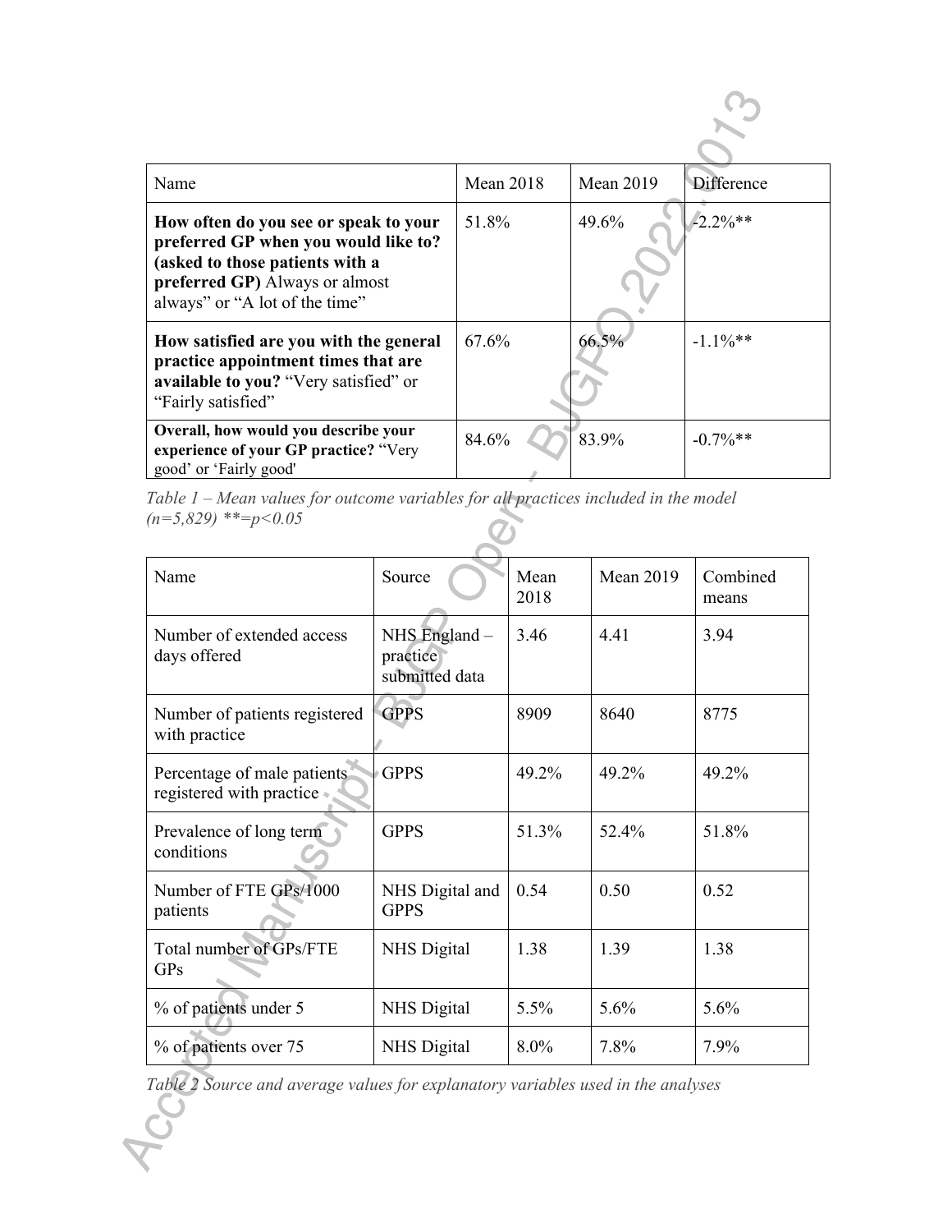| Name | Mean 2018 | Mean 2019 | Difference |
|---|---|---|---|
| **How often do you see or speak to your preferred GP when you would like to? (asked to those patients with a preferred GP)** Always or almost always" or "A lot of the time" | 51.8% | 49.6% | -2.2%** |
| **How satisfied are you with the general practice appointment times that are available to you?** "Very satisfied" or "Fairly satisfied" | 67.6% | 66.5% | -1.1%** |
| **Overall, how would you describe your experience of your GP practice?** "Very good' or 'Fairly good' | 84.6% | 83.9% | -0.7%** |

*Table 1 – Mean values for outcome variables for all practices included in the model (n=5,829) **=p<0.05*

| Name | Source | Mean 2018 | Mean 2019 | Combined means |
|---|---|---|---|---|
| Number of extended access days offered | NHS England – practice submitted data | 3.46 | 4.41 | 3.94 |
| Number of patients registered with practice | GPPS | 8909 | 8640 | 8775 |
| Percentage of male patients registered with practice | GPPS | 49.2% | 49.2% | 49.2% |
| Prevalence of long term conditions | GPPS | 51.3% | 52.4% | 51.8% |
| Number of FTE GPs/1000 patients | NHS Digital and GPPS | 0.54 | 0.50 | 0.52 |
| Total number of GPs/FTE GPs | NHS Digital | 1.38 | 1.39 | 1.38 |
| % of patients under 5 | NHS Digital | 5.5% | 5.6% | 5.6% |
| % of patients over 75 | NHS Digital | 8.0% | 7.8% | 7.9% |

*Table 2 Source and average values for explanatory variables used in the analyses*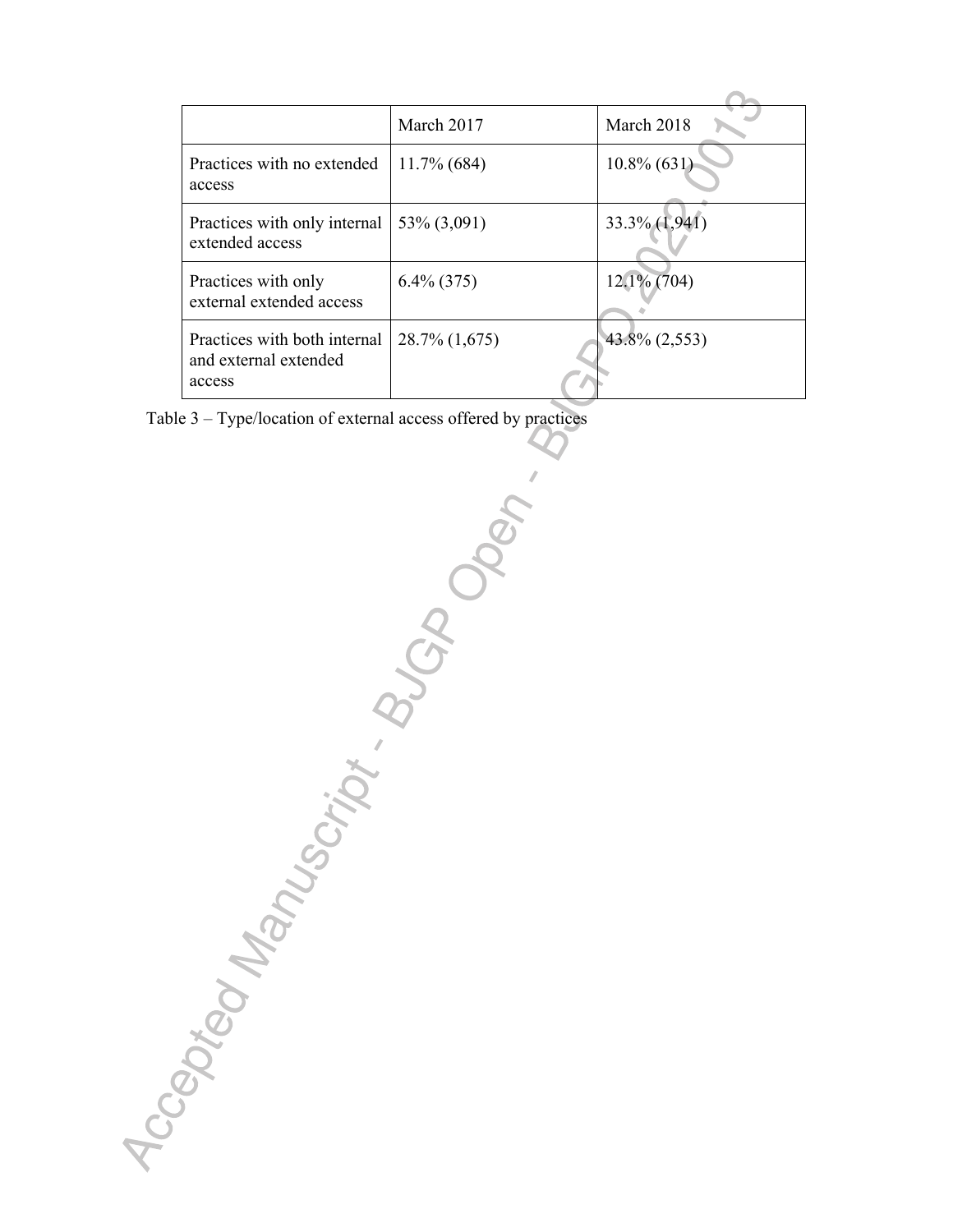| | March 2017 | March 2018 |
|---|---|---|
| Practices with no extended access | 11.7% (684) | 10.8% (631) |
| Practices with only internal extended access | 53% (3,091) | 33.3% (1,941) |
| Practices with only external extended access | 6.4% (375) | 12.1% (704) |
| Practices with both internal and external extended access | 28.7% (1,675) | 43.8% (2,553) |

Table 3 – Type/location of external access offered by practices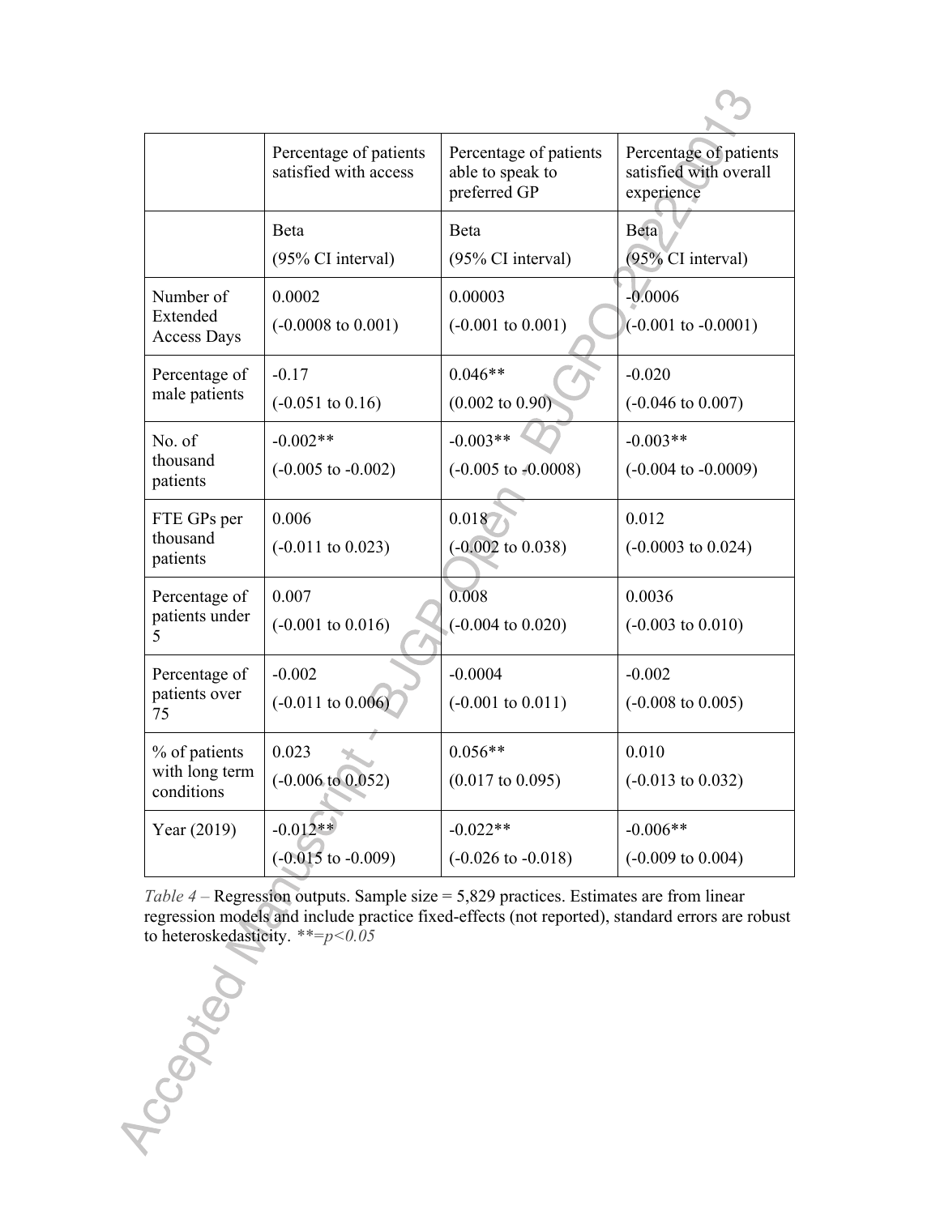| | Percentage of patients satisfied with access | Percentage of patients able to speak to preferred GP | Percentage of patients satisfied with overall experience |
|---|---|---|---|
| | Beta (95% CI interval) | Beta (95% CI interval) | Beta (95% CI interval) |
| Number of Extended Access Days | 0.0002 (-0.0008 to 0.001) | 0.00003 (-0.001 to 0.001) | -0.0006 (-0.001 to -0.0001) |
| Percentage of male patients | -0.17 (-0.051 to 0.16) | 0.046** (0.002 to 0.90) | -0.020 (-0.046 to 0.007) |
| No. of thousand patients | -0.002** (-0.005 to -0.002) | -0.003** (-0.005 to -0.0008) | -0.003** (-0.004 to -0.0009) |
| FTE GPs per thousand patients | 0.006 (-0.011 to 0.023) | 0.018 (-0.002 to 0.038) | 0.012 (-0.0003 to 0.024) |
| Percentage of patients under 5 | 0.007 (-0.001 to 0.016) | 0.008 (-0.004 to 0.020) | 0.0036 (-0.003 to 0.010) |
| Percentage of patients over 75 | -0.002 (-0.011 to 0.006) | -0.0004 (-0.001 to 0.011) | -0.002 (-0.008 to 0.005) |
| % of patients with long term conditions | 0.023 (-0.006 to 0.052) | 0.056** (0.017 to 0.095) | 0.010 (-0.013 to 0.032) |
| Year (2019) | -0.012** (-0.015 to -0.009) | -0.022** (-0.026 to -0.018) | -0.006** (-0.009 to 0.004) |

*Table 4* – Regression outputs. Sample size = 5,829 practices. Estimates are from linear regression models and include practice fixed-effects (not reported), standard errors are robust to heteroskedasticity. *\*\*=$p<0.05$*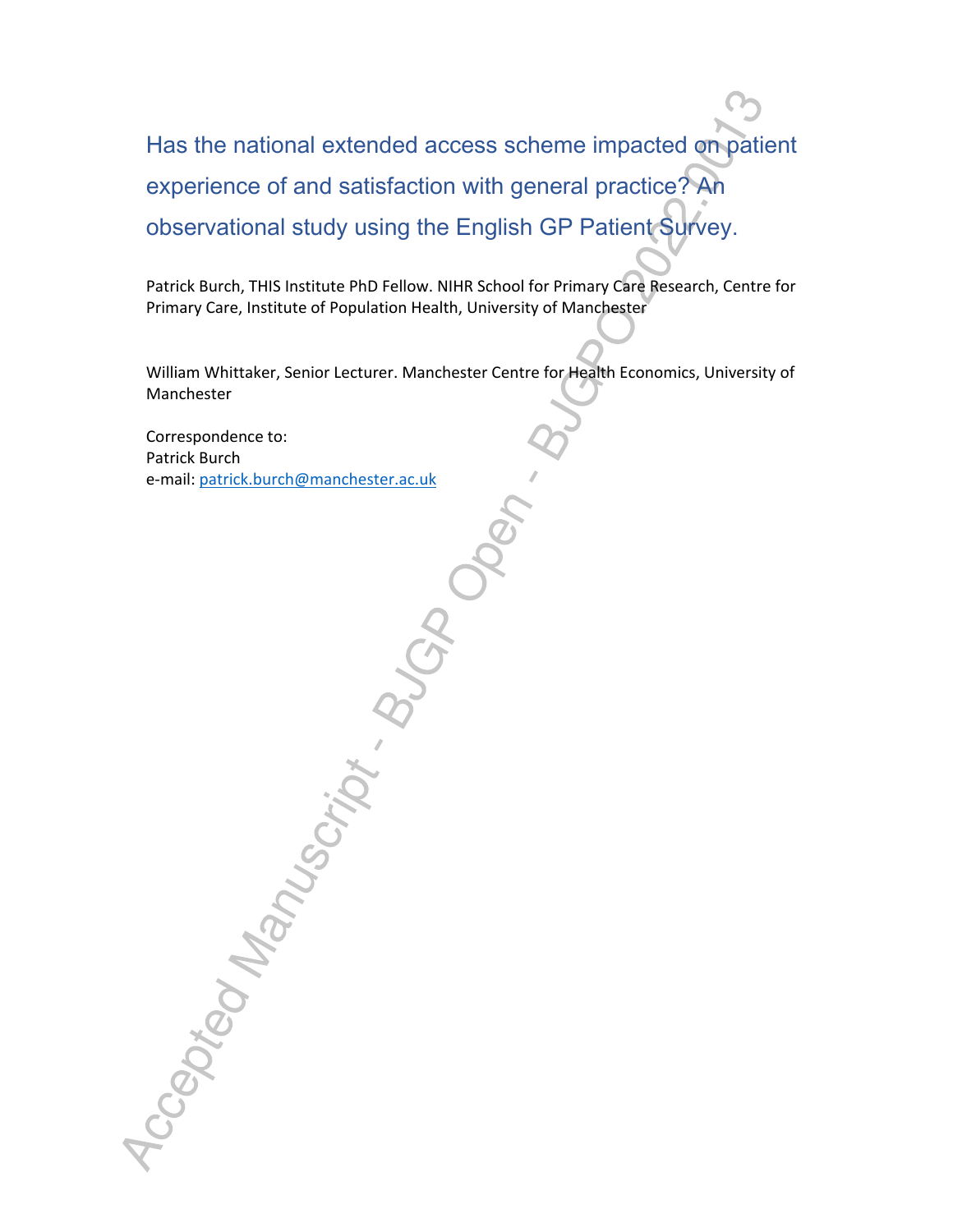# Has the national extended access scheme impacted on patient experience of and satisfaction with general practice? An observational study using the English GP Patient Survey.

Patrick Burch, THIS Institute PhD Fellow. NIHR School for Primary Care Research, Centre for Primary Care, Institute of Population Health, University of Manchester

William Whittaker, Senior Lecturer. Manchester Centre for Health Economics, University of Manchester

Correspondence to:
Patrick Burch
e-mail: patrick.burch@manchester.ac.uk